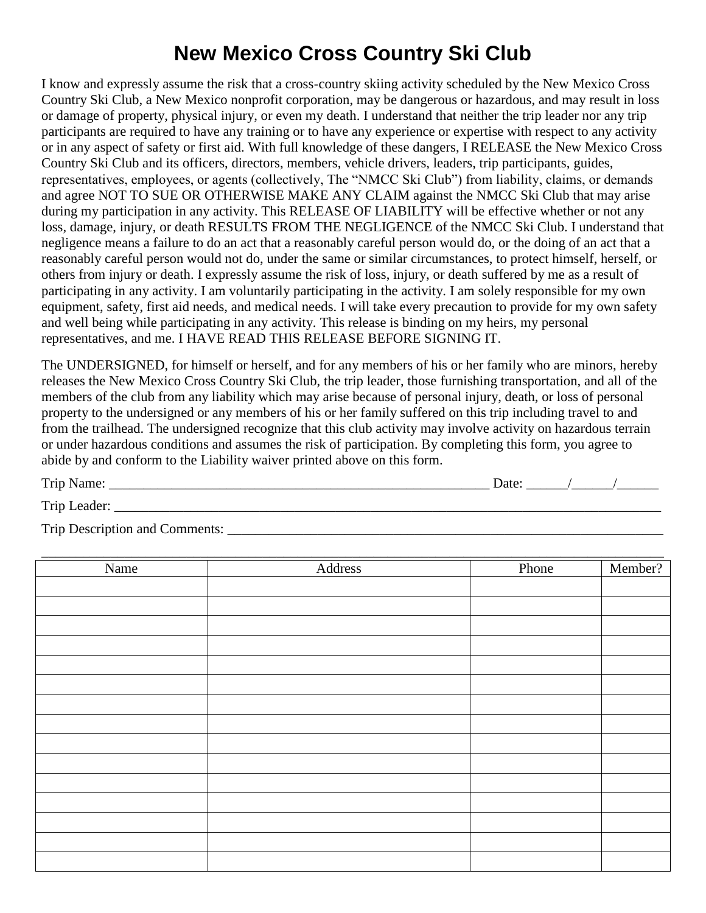# New Mexico Cross Country Ski Club

I know and expressly assume the risk that a cross-country skiing activity scheduled by the New Mexico Cross Country Ski Club, a New Mexico nonprofit corporation, may be dangerous or hazardous, and may result in loss or damage of property, physical injury, or even my death. I understand that neither the trip leader nor any trip participants are required to have any training or to have any experience or expertise with respect to any activity or in any aspect of safety or first aid. With full knowledge of these dangers, I RELEASE the New Mexico Cross Country Ski Club and its officers, directors, members, vehicle drivers, leaders, trip participants, guides, representatives, employees, or agents (collectively, The "NMCC Ski Club") from liability, claims, or demands and agree NOT TO SUE OR OTHERWISE MAKE ANY CLAIM against the NMCC Ski Club that may arise during my participation in any activity. This RELEASE OF LIABILITY will be effective whether or not any loss, damage, injury, or death RESULTS FROM THE NEGLIGENCE of the NMCC Ski Club. I understand that negligence means a failure to do an act that a reasonably careful person would do, or the doing of an act that a reasonably careful person would not do, under the same or similar circumstances, to protect himself, herself, or others from injury or death. I expressly assume the risk of loss, injury, or death suffered by me as a result of participating in any activity. I am voluntarily participating in the activity. I am solely responsible for my own equipment, safety, first aid needs, and medical needs. I will take every precaution to provide for my own safety and well being while participating in any activity. This release is binding on my heirs, my personal representatives, and me. I HAVE READ THIS RELEASE BEFORE SIGNING IT.

The UNDERSIGNED, for himself or herself, and for any members of his or her family who are minors, hereby releases the New Mexico Cross Country Ski Club, the trip leader, those furnishing transportation, and all of the members of the club from any liability which may arise because of personal injury, death, or loss of personal property to the undersigned or any members of his or her family suffered on this trip including travel to and from the trailhead. The undersigned recognize that this club activity may involve activity on hazardous terrain or under hazardous conditions and assumes the risk of participation. By completing this form, you agree to abide by and conform to the Liability waiver printed above on this form.

Trip Name: ___________________________________________________________ Date: ______/______/______

Trip Leader: ___________________________________________________________________________________

Trip Description and Comments: ________________________________________________________________

_______________________________________________________________________________________________

| Name | Address | Phone | Member? |
|---|---|---|---|
| | | | |
| | | | |
| | | | |
| | | | |
| | | | |
| | | | |
| | | | |
| | | | |
| | | | |
| | | | |
| | | | |
| | | | |
| | | | |
| | | | |
| | | | |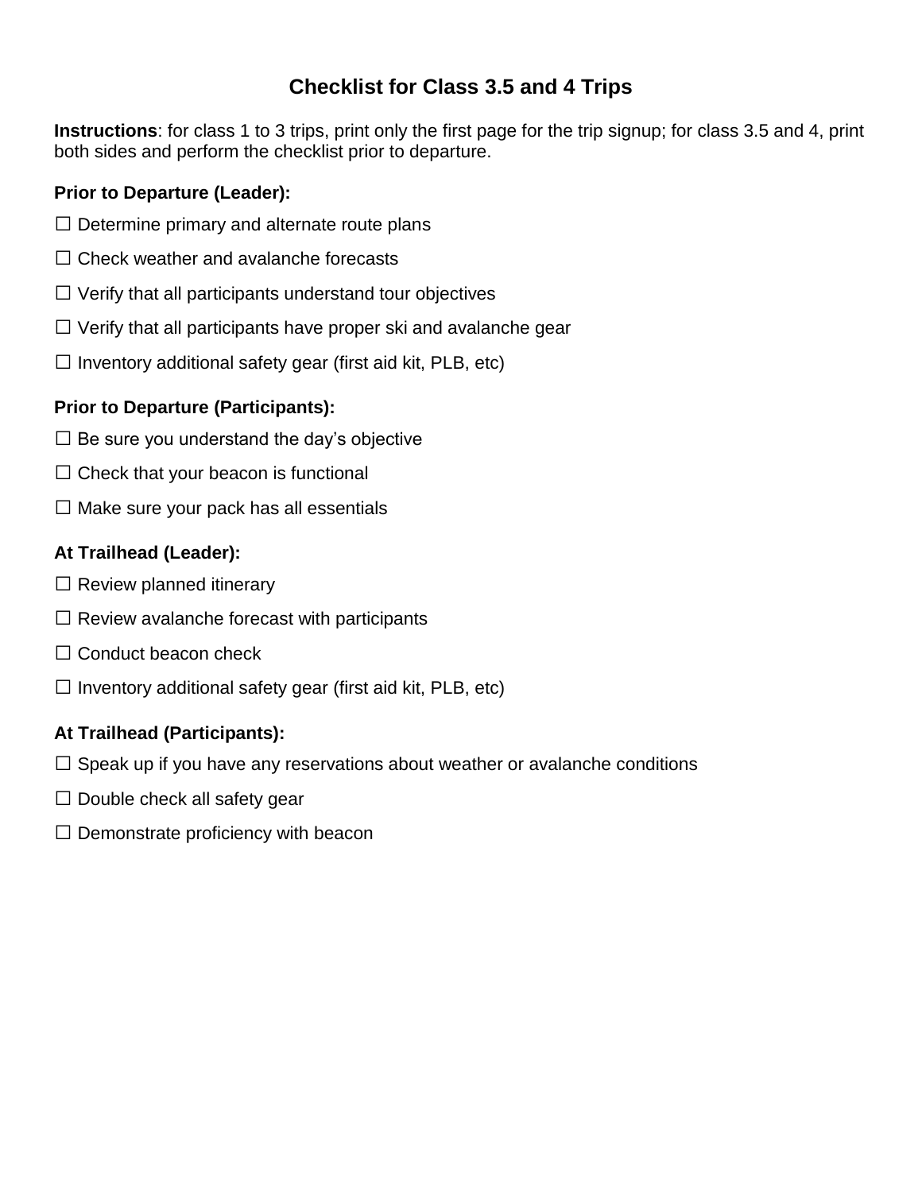# Checklist for Class 3.5 and 4 Trips

**Instructions**: for class 1 to 3 trips, print only the first page for the trip signup; for class 3.5 and 4, print both sides and perform the checklist prior to departure.

**Prior to Departure (Leader):**

☐ Determine primary and alternate route plans

☐ Check weather and avalanche forecasts

☐ Verify that all participants understand tour objectives

☐ Verify that all participants have proper ski and avalanche gear

☐ Inventory additional safety gear (first aid kit, PLB, etc)

**Prior to Departure (Participants):**

☐ Be sure you understand the day's objective

☐ Check that your beacon is functional

☐ Make sure your pack has all essentials

**At Trailhead (Leader):**

☐ Review planned itinerary

☐ Review avalanche forecast with participants

☐ Conduct beacon check

☐ Inventory additional safety gear (first aid kit, PLB, etc)

**At Trailhead (Participants):**

☐ Speak up if you have any reservations about weather or avalanche conditions

☐ Double check all safety gear

☐ Demonstrate proficiency with beacon